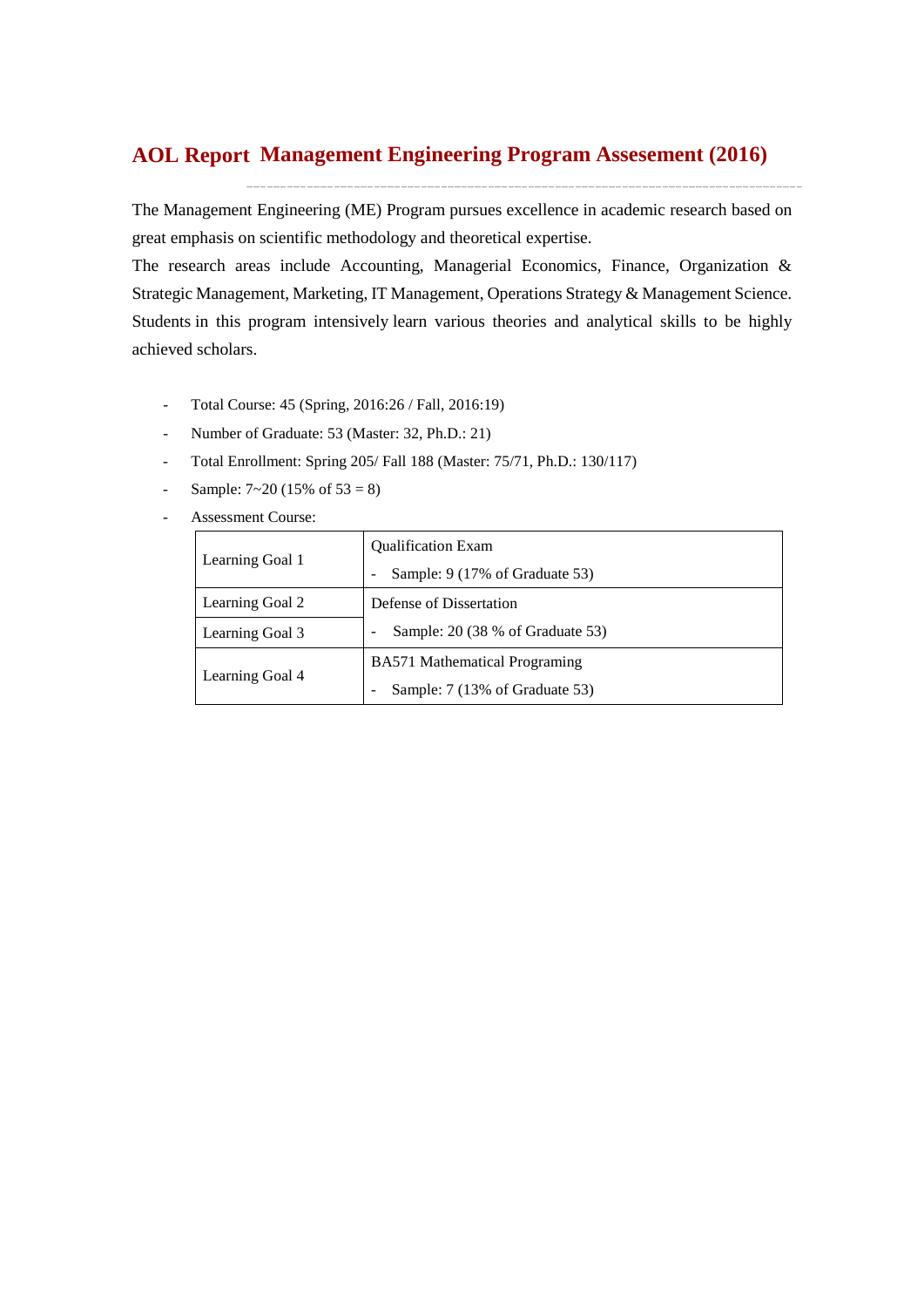# AOL Report Management Engineering Program Assesement (2016)

The Management Engineering (ME) Program pursues excellence in academic research based on great emphasis on scientific methodology and theoretical expertise.

The research areas include Accounting, Managerial Economics, Finance, Organization & Strategic Management, Marketing, IT Management, Operations Strategy & Management Science. Students in this program intensively learn various theories and analytical skills to be highly achieved scholars.

- Total Course: 45 (Spring, 2016:26 / Fall, 2016:19)
- Number of Graduate: 53 (Master: 32, Ph.D.: 21)
- Total Enrollment: Spring 205/ Fall 188 (Master: 75/71, Ph.D.: 130/117)
- Sample: 7~20 (15% of 53 = 8)
- Assessment Course:

| Learning Goal | Assessment |
|---|---|
| Learning Goal 1 | Qualification Exam<br>- Sample: 9 (17% of Graduate 53) |
| Learning Goal 2 | Defense of Dissertation<br>- Sample: 20 (38 % of Graduate 53) |
| Learning Goal 3 | |
| Learning Goal 4 | BA571 Mathematical Programing<br>- Sample: 7 (13% of Graduate 53) |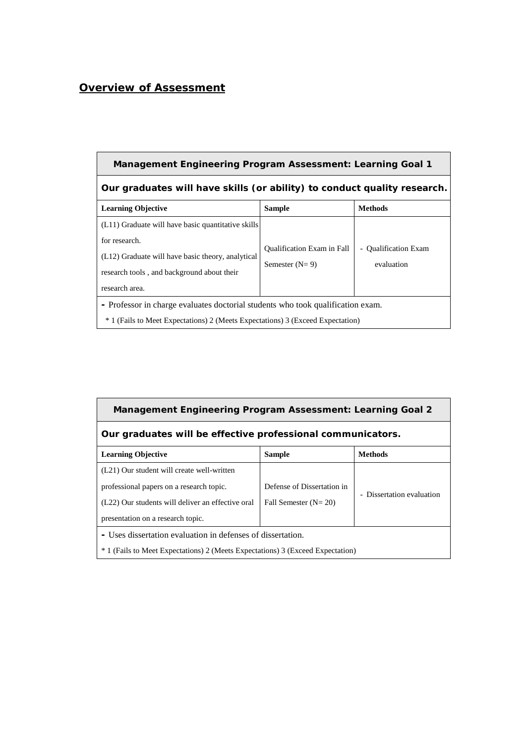## Overview of Assessment

| Management Engineering Program Assessment: Learning Goal 1 | | |
|---|---|---|
| **Our graduates will have skills (or ability) to conduct quality research.** | | |
| **Learning Objective** | **Sample** | **Methods** |
| (L11) Graduate will have basic quantitative skills for research.<br>(L12) Graduate will have basic theory, analytical research tools , and background about their research area. | Qualification Exam in Fall Semester (N= 9) | - Qualification Exam evaluation |
| - Professor in charge evaluates doctorial students who took qualification exam.<br>* 1 (Fails to Meet Expectations) 2 (Meets Expectations) 3 (Exceed Expectation) | | |

| Management Engineering Program Assessment: Learning Goal 2 | | |
|---|---|---|
| **Our graduates will be effective professional communicators.** | | |
| **Learning Objective** | **Sample** | **Methods** |
| (L21) Our student will create well-written professional papers on a research topic.<br>(L22) Our students will deliver an effective oral presentation on a research topic. | Defense of Dissertation in Fall Semester (N= 20) | - Dissertation evaluation |
| - Uses dissertation evaluation in defenses of dissertation.<br>* 1 (Fails to Meet Expectations) 2 (Meets Expectations) 3 (Exceed Expectation) | | |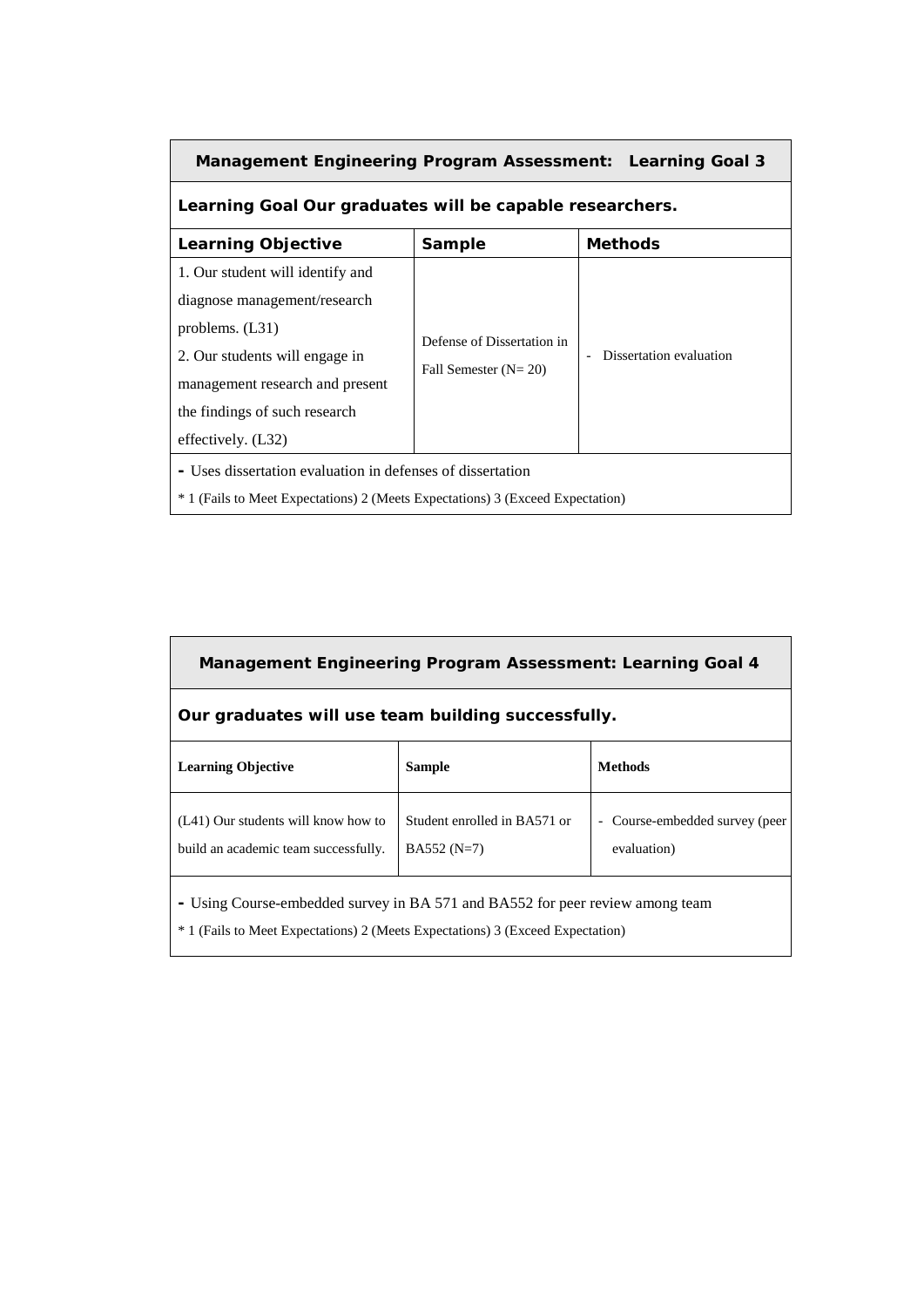| Management Engineering Program Assessment: Learning Goal 3 | | |
|---|---|---|
| **Learning Goal Our graduates will be capable researchers.** | | |
| **Learning Objective** | **Sample** | **Methods** |
| 1. Our student will identify and diagnose management/research problems. (L31)<br>2. Our students will engage in management research and present the findings of such research effectively. (L32) | Defense of Dissertation in Fall Semester (N= 20) | - Dissertation evaluation |
| - Uses dissertation evaluation in defenses of dissertation<br>* 1 (Fails to Meet Expectations) 2 (Meets Expectations) 3 (Exceed Expectation) | | |

| Management Engineering Program Assessment: Learning Goal 4 | | |
|---|---|---|
| **Our graduates will use team building successfully.** | | |
| **Learning Objective** | **Sample** | **Methods** |
| (L41) Our students will know how to build an academic team successfully. | Student enrolled in BA571 or BA552 (N=7) | - Course-embedded survey (peer evaluation) |
| - Using Course-embedded survey in BA 571 and BA552 for peer review among team<br>* 1 (Fails to Meet Expectations) 2 (Meets Expectations) 3 (Exceed Expectation) | | |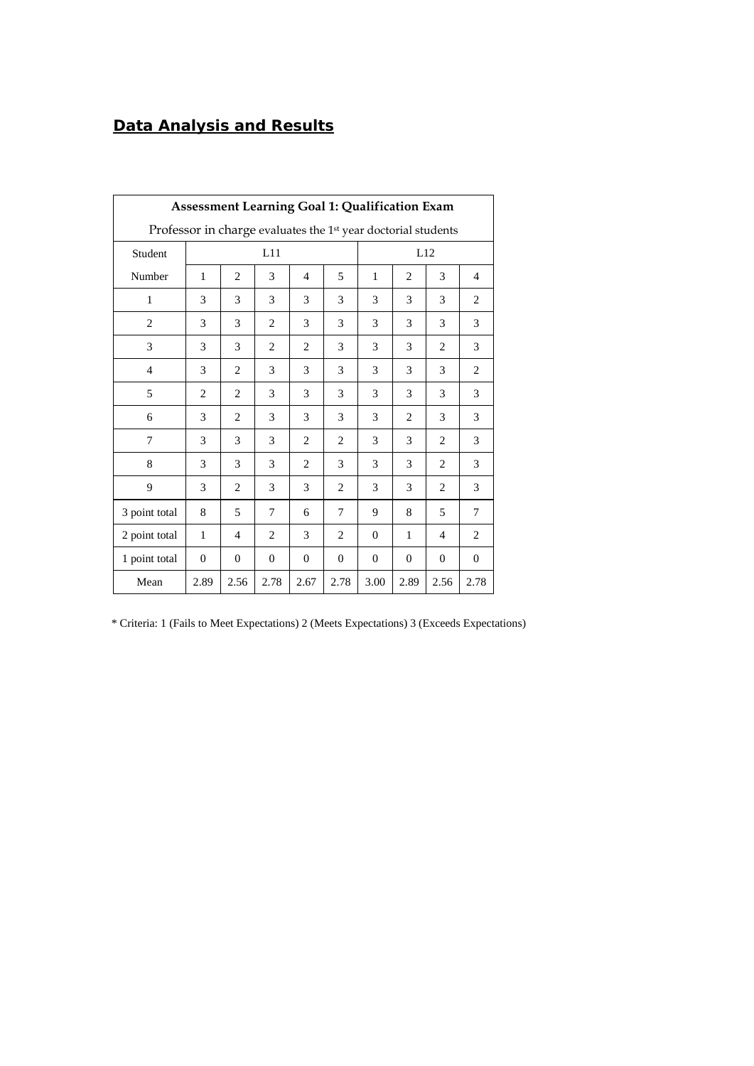## **Data Analysis and Results**

| **Assessment Learning Goal 1: Qualification Exam** | | | | | | | | | |
|---|---|---|---|---|---|---|---|---|---|
| Professor in charge evaluates the 1st year doctorial students | | | | | | | | | |
| Student | L11 | | | | | L12 | | | |
| Number | 1 | 2 | 3 | 4 | 5 | 1 | 2 | 3 | 4 |
| 1 | 3 | 3 | 3 | 3 | 3 | 3 | 3 | 3 | 2 |
| 2 | 3 | 3 | 2 | 3 | 3 | 3 | 3 | 3 | 3 |
| 3 | 3 | 3 | 2 | 2 | 3 | 3 | 3 | 2 | 3 |
| 4 | 3 | 2 | 3 | 3 | 3 | 3 | 3 | 3 | 2 |
| 5 | 2 | 2 | 3 | 3 | 3 | 3 | 3 | 3 | 3 |
| 6 | 3 | 2 | 3 | 3 | 3 | 3 | 2 | 3 | 3 |
| 7 | 3 | 3 | 3 | 2 | 2 | 3 | 3 | 2 | 3 |
| 8 | 3 | 3 | 3 | 2 | 3 | 3 | 3 | 2 | 3 |
| 9 | 3 | 2 | 3 | 3 | 2 | 3 | 3 | 2 | 3 |
| 3 point total | 8 | 5 | 7 | 6 | 7 | 9 | 8 | 5 | 7 |
| 2 point total | 1 | 4 | 2 | 3 | 2 | 0 | 1 | 4 | 2 |
| 1 point total | 0 | 0 | 0 | 0 | 0 | 0 | 0 | 0 | 0 |
| Mean | 2.89 | 2.56 | 2.78 | 2.67 | 2.78 | 3.00 | 2.89 | 2.56 | 2.78 |

* Criteria: 1 (Fails to Meet Expectations) 2 (Meets Expectations) 3 (Exceeds Expectations)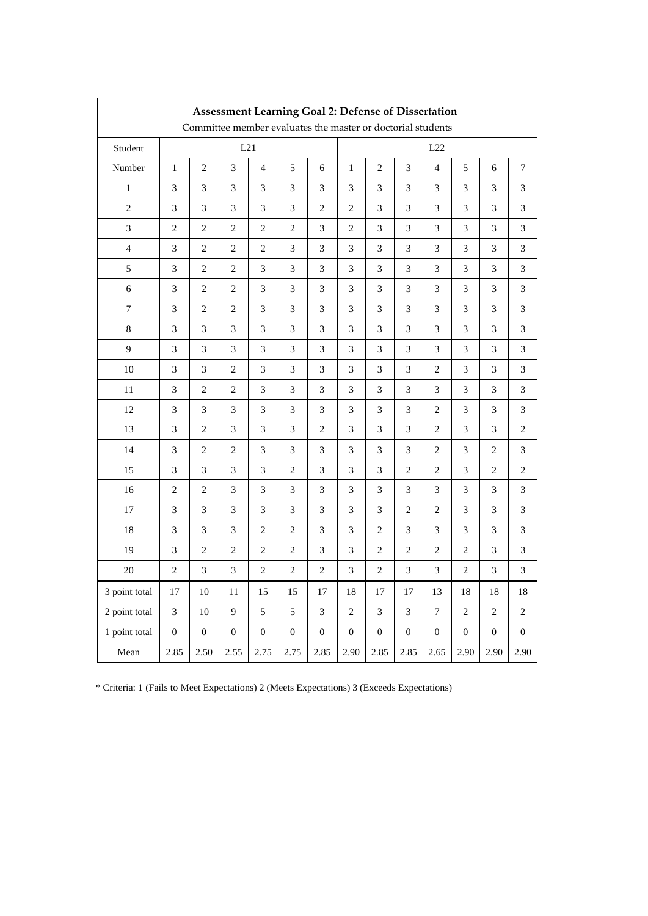**Assessment Learning Goal 2: Defense of Dissertation**

Committee member evaluates the master or doctorial students

| Student | L21 | | | | | | L22 | | | | | | |
|---|---|---|---|---|---|---|---|---|---|---|---|---|---|
| Number | 1 | 2 | 3 | 4 | 5 | 6 | 1 | 2 | 3 | 4 | 5 | 6 | 7 |
| 1 | 3 | 3 | 3 | 3 | 3 | 3 | 3 | 3 | 3 | 3 | 3 | 3 | 3 |
| 2 | 3 | 3 | 3 | 3 | 3 | 2 | 2 | 3 | 3 | 3 | 3 | 3 | 3 |
| 3 | 2 | 2 | 2 | 2 | 2 | 3 | 2 | 3 | 3 | 3 | 3 | 3 | 3 |
| 4 | 3 | 2 | 2 | 2 | 3 | 3 | 3 | 3 | 3 | 3 | 3 | 3 | 3 |
| 5 | 3 | 2 | 2 | 3 | 3 | 3 | 3 | 3 | 3 | 3 | 3 | 3 | 3 |
| 6 | 3 | 2 | 2 | 3 | 3 | 3 | 3 | 3 | 3 | 3 | 3 | 3 | 3 |
| 7 | 3 | 2 | 2 | 3 | 3 | 3 | 3 | 3 | 3 | 3 | 3 | 3 | 3 |
| 8 | 3 | 3 | 3 | 3 | 3 | 3 | 3 | 3 | 3 | 3 | 3 | 3 | 3 |
| 9 | 3 | 3 | 3 | 3 | 3 | 3 | 3 | 3 | 3 | 3 | 3 | 3 | 3 |
| 10 | 3 | 3 | 2 | 3 | 3 | 3 | 3 | 3 | 3 | 2 | 3 | 3 | 3 |
| 11 | 3 | 2 | 2 | 3 | 3 | 3 | 3 | 3 | 3 | 3 | 3 | 3 | 3 |
| 12 | 3 | 3 | 3 | 3 | 3 | 3 | 3 | 3 | 3 | 2 | 3 | 3 | 3 |
| 13 | 3 | 2 | 3 | 3 | 3 | 2 | 3 | 3 | 3 | 2 | 3 | 3 | 2 |
| 14 | 3 | 2 | 2 | 3 | 3 | 3 | 3 | 3 | 3 | 2 | 3 | 2 | 3 |
| 15 | 3 | 3 | 3 | 3 | 2 | 3 | 3 | 3 | 2 | 2 | 3 | 2 | 2 |
| 16 | 2 | 2 | 3 | 3 | 3 | 3 | 3 | 3 | 3 | 3 | 3 | 3 | 3 |
| 17 | 3 | 3 | 3 | 3 | 3 | 3 | 3 | 3 | 2 | 2 | 3 | 3 | 3 |
| 18 | 3 | 3 | 3 | 2 | 2 | 3 | 3 | 2 | 3 | 3 | 3 | 3 | 3 |
| 19 | 3 | 2 | 2 | 2 | 2 | 3 | 3 | 2 | 2 | 2 | 2 | 3 | 3 |
| 20 | 2 | 3 | 3 | 2 | 2 | 2 | 3 | 2 | 3 | 3 | 2 | 3 | 3 |
| 3 point total | 17 | 10 | 11 | 15 | 15 | 17 | 18 | 17 | 17 | 13 | 18 | 18 | 18 |
| 2 point total | 3 | 10 | 9 | 5 | 5 | 3 | 2 | 3 | 3 | 7 | 2 | 2 | 2 |
| 1 point total | 0 | 0 | 0 | 0 | 0 | 0 | 0 | 0 | 0 | 0 | 0 | 0 | 0 |
| Mean | 2.85 | 2.50 | 2.55 | 2.75 | 2.75 | 2.85 | 2.90 | 2.85 | 2.85 | 2.65 | 2.90 | 2.90 | 2.90 |

* Criteria: 1 (Fails to Meet Expectations) 2 (Meets Expectations) 3 (Exceeds Expectations)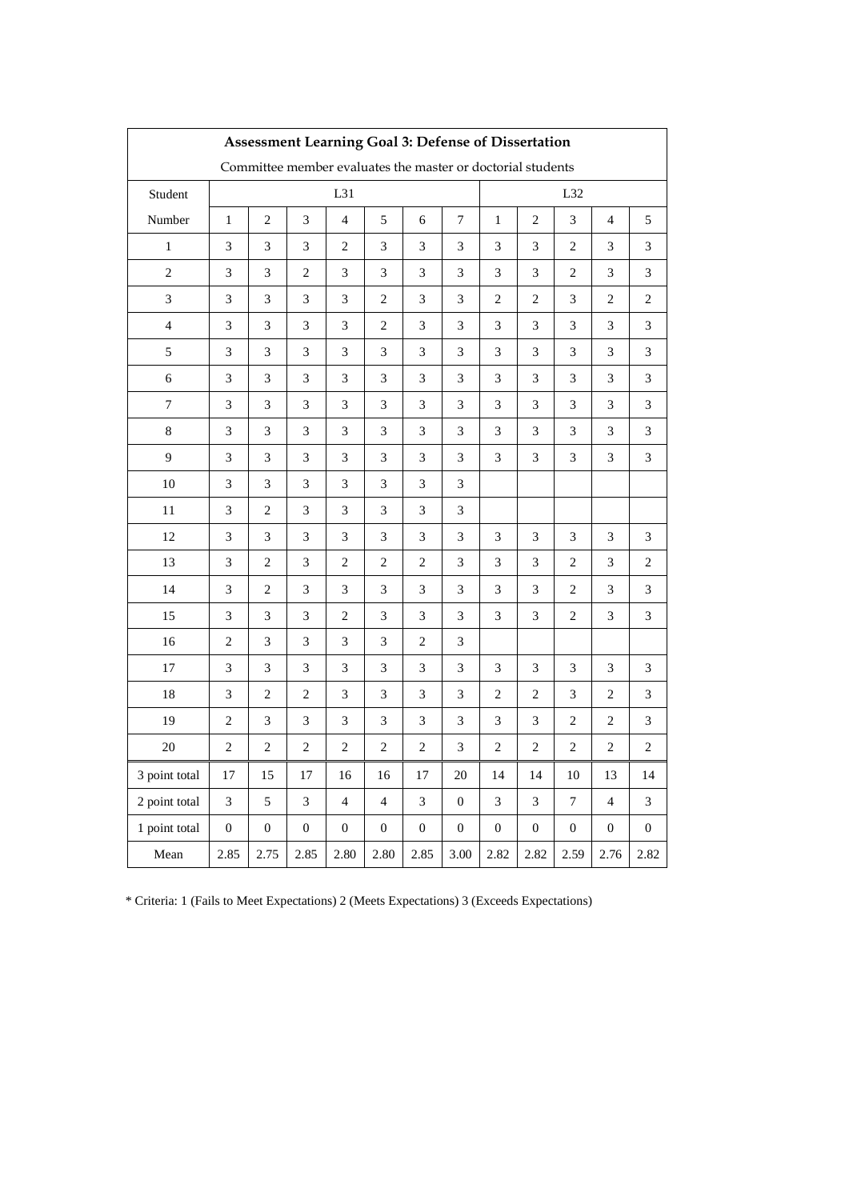**Assessment Learning Goal 3: Defense of Dissertation**

Committee member evaluates the master or doctorial students

| Student | L31 | | | | | | | L32 | | | | |
|---|---|---|---|---|---|---|---|---|---|---|---|---|
| Number | 1 | 2 | 3 | 4 | 5 | 6 | 7 | 1 | 2 | 3 | 4 | 5 |
| 1 | 3 | 3 | 3 | 2 | 3 | 3 | 3 | 3 | 3 | 2 | 3 | 3 |
| 2 | 3 | 3 | 2 | 3 | 3 | 3 | 3 | 3 | 3 | 2 | 3 | 3 |
| 3 | 3 | 3 | 3 | 3 | 2 | 3 | 3 | 2 | 2 | 3 | 2 | 2 |
| 4 | 3 | 3 | 3 | 3 | 2 | 3 | 3 | 3 | 3 | 3 | 3 | 3 |
| 5 | 3 | 3 | 3 | 3 | 3 | 3 | 3 | 3 | 3 | 3 | 3 | 3 |
| 6 | 3 | 3 | 3 | 3 | 3 | 3 | 3 | 3 | 3 | 3 | 3 | 3 |
| 7 | 3 | 3 | 3 | 3 | 3 | 3 | 3 | 3 | 3 | 3 | 3 | 3 |
| 8 | 3 | 3 | 3 | 3 | 3 | 3 | 3 | 3 | 3 | 3 | 3 | 3 |
| 9 | 3 | 3 | 3 | 3 | 3 | 3 | 3 | 3 | 3 | 3 | 3 | 3 |
| 10 | 3 | 3 | 3 | 3 | 3 | 3 | 3 | | | | | |
| 11 | 3 | 2 | 3 | 3 | 3 | 3 | 3 | | | | | |
| 12 | 3 | 3 | 3 | 3 | 3 | 3 | 3 | 3 | 3 | 3 | 3 | 3 |
| 13 | 3 | 2 | 3 | 2 | 2 | 2 | 3 | 3 | 3 | 2 | 3 | 2 |
| 14 | 3 | 2 | 3 | 3 | 3 | 3 | 3 | 3 | 3 | 2 | 3 | 3 |
| 15 | 3 | 3 | 3 | 2 | 3 | 3 | 3 | 3 | 3 | 2 | 3 | 3 |
| 16 | 2 | 3 | 3 | 3 | 3 | 2 | 3 | | | | | |
| 17 | 3 | 3 | 3 | 3 | 3 | 3 | 3 | 3 | 3 | 3 | 3 | 3 |
| 18 | 3 | 2 | 2 | 3 | 3 | 3 | 3 | 2 | 2 | 3 | 2 | 3 |
| 19 | 2 | 3 | 3 | 3 | 3 | 3 | 3 | 3 | 3 | 2 | 2 | 3 |
| 20 | 2 | 2 | 2 | 2 | 2 | 2 | 3 | 2 | 2 | 2 | 2 | 2 |
| 3 point total | 17 | 15 | 17 | 16 | 16 | 17 | 20 | 14 | 14 | 10 | 13 | 14 |
| 2 point total | 3 | 5 | 3 | 4 | 4 | 3 | 0 | 3 | 3 | 7 | 4 | 3 |
| 1 point total | 0 | 0 | 0 | 0 | 0 | 0 | 0 | 0 | 0 | 0 | 0 | 0 |
| Mean | 2.85 | 2.75 | 2.85 | 2.80 | 2.80 | 2.85 | 3.00 | 2.82 | 2.82 | 2.59 | 2.76 | 2.82 |

* Criteria: 1 (Fails to Meet Expectations) 2 (Meets Expectations) 3 (Exceeds Expectations)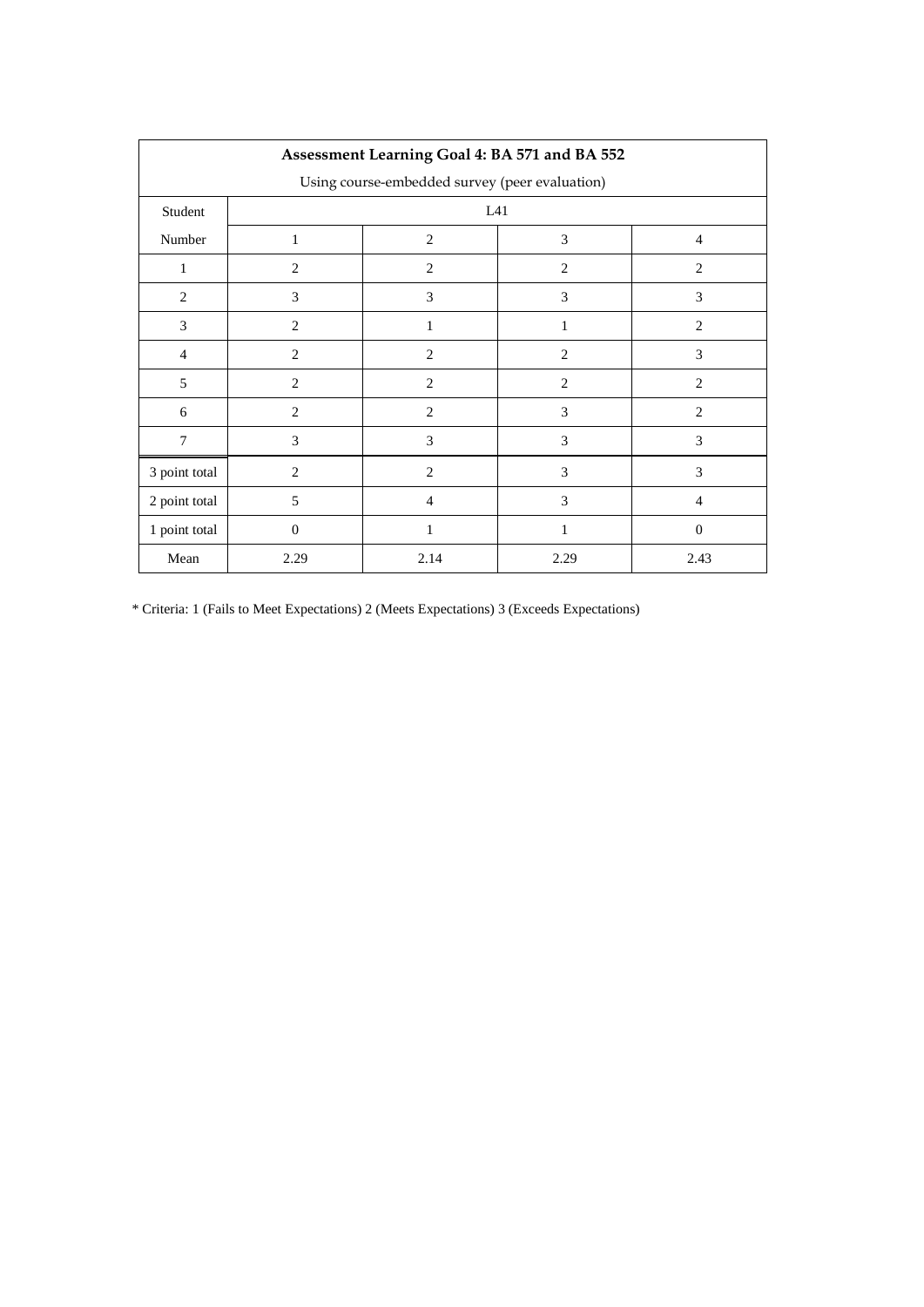| Assessment Learning Goal 4: BA 571 and BA 552<br>Using course-embedded survey (peer evaluation) | | | | |
|---|---|---|---|---|
| Student | L41 | | | |
| Number | 1 | 2 | 3 | 4 |
| 1 | 2 | 2 | 2 | 2 |
| 2 | 3 | 3 | 3 | 3 |
| 3 | 2 | 1 | 1 | 2 |
| 4 | 2 | 2 | 2 | 3 |
| 5 | 2 | 2 | 2 | 2 |
| 6 | 2 | 2 | 3 | 2 |
| 7 | 3 | 3 | 3 | 3 |
| 3 point total | 2 | 2 | 3 | 3 |
| 2 point total | 5 | 4 | 3 | 4 |
| 1 point total | 0 | 1 | 1 | 0 |
| Mean | 2.29 | 2.14 | 2.29 | 2.43 |

* Criteria: 1 (Fails to Meet Expectations) 2 (Meets Expectations) 3 (Exceeds Expectations)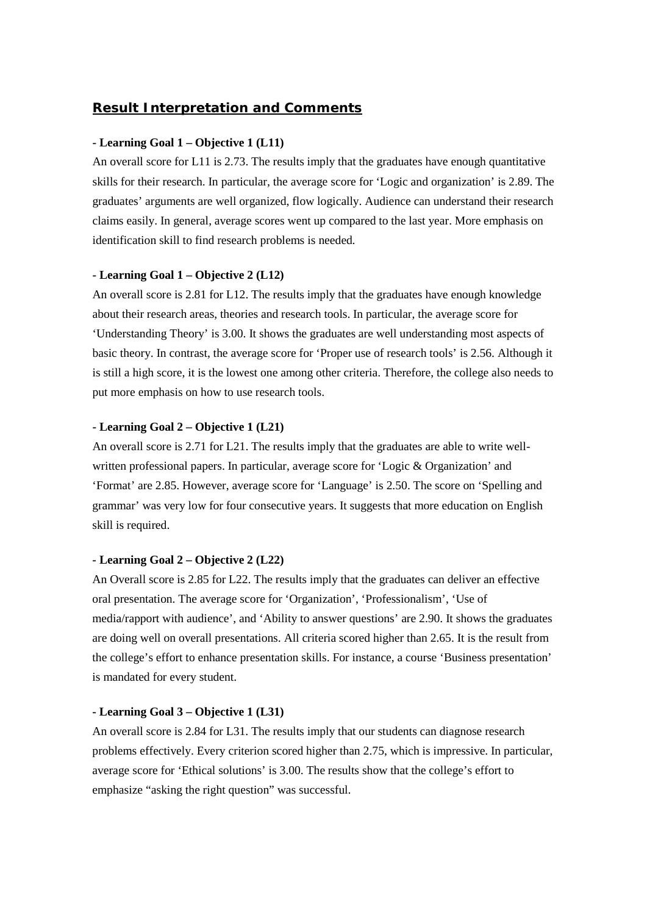## Result Interpretation and Comments

**- Learning Goal 1 – Objective 1 (L11)**

An overall score for L11 is 2.73. The results imply that the graduates have enough quantitative skills for their research. In particular, the average score for 'Logic and organization' is 2.89. The graduates' arguments are well organized, flow logically. Audience can understand their research claims easily. In general, average scores went up compared to the last year. More emphasis on identification skill to find research problems is needed.

**- Learning Goal 1 – Objective 2 (L12)**

An overall score is 2.81 for L12. The results imply that the graduates have enough knowledge about their research areas, theories and research tools. In particular, the average score for 'Understanding Theory' is 3.00. It shows the graduates are well understanding most aspects of basic theory. In contrast, the average score for 'Proper use of research tools' is 2.56. Although it is still a high score, it is the lowest one among other criteria. Therefore, the college also needs to put more emphasis on how to use research tools.

**- Learning Goal 2 – Objective 1 (L21)**

An overall score is 2.71 for L21. The results imply that the graduates are able to write well-written professional papers. In particular, average score for 'Logic & Organization' and 'Format' are 2.85. However, average score for 'Language' is 2.50. The score on 'Spelling and grammar' was very low for four consecutive years. It suggests that more education on English skill is required.

**- Learning Goal 2 – Objective 2 (L22)**

An Overall score is 2.85 for L22. The results imply that the graduates can deliver an effective oral presentation. The average score for 'Organization', 'Professionalism', 'Use of media/rapport with audience', and 'Ability to answer questions' are 2.90. It shows the graduates are doing well on overall presentations. All criteria scored higher than 2.65. It is the result from the college's effort to enhance presentation skills. For instance, a course 'Business presentation' is mandated for every student.

**- Learning Goal 3 – Objective 1 (L31)**

An overall score is 2.84 for L31. The results imply that our students can diagnose research problems effectively. Every criterion scored higher than 2.75, which is impressive. In particular, average score for 'Ethical solutions' is 3.00. The results show that the college's effort to emphasize "asking the right question" was successful.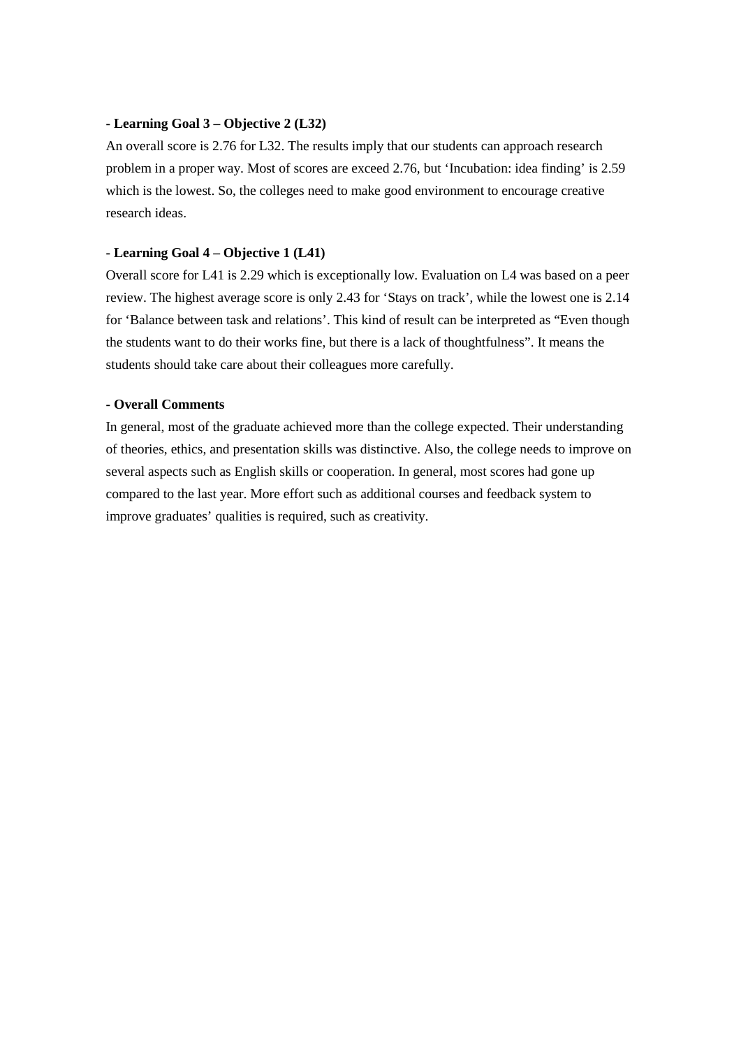**- Learning Goal 3 – Objective 2 (L32)**

An overall score is 2.76 for L32. The results imply that our students can approach research problem in a proper way. Most of scores are exceed 2.76, but 'Incubation: idea finding' is 2.59 which is the lowest. So, the colleges need to make good environment to encourage creative research ideas.

**- Learning Goal 4 – Objective 1 (L41)**

Overall score for L41 is 2.29 which is exceptionally low. Evaluation on L4 was based on a peer review. The highest average score is only 2.43 for 'Stays on track', while the lowest one is 2.14 for 'Balance between task and relations'. This kind of result can be interpreted as "Even though the students want to do their works fine, but there is a lack of thoughtfulness". It means the students should take care about their colleagues more carefully.

**- Overall Comments**

In general, most of the graduate achieved more than the college expected. Their understanding of theories, ethics, and presentation skills was distinctive. Also, the college needs to improve on several aspects such as English skills or cooperation. In general, most scores had gone up compared to the last year. More effort such as additional courses and feedback system to improve graduates' qualities is required, such as creativity.